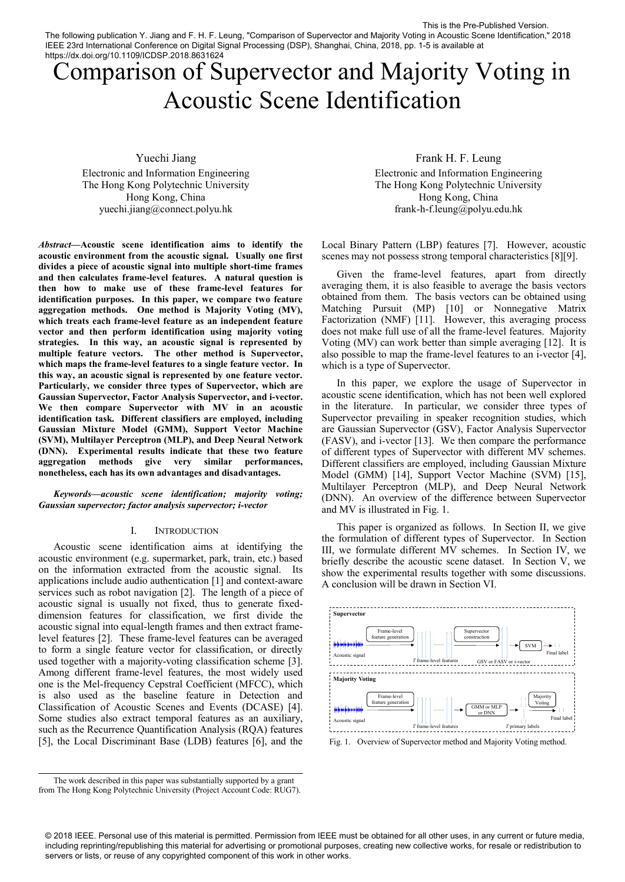This is the Pre-Published Version.

The following publication Y. Jiang and F. H. F. Leung, "Comparison of Supervector and Majority Voting in Acoustic Scene Identification," 2018 IEEE 23rd International Conference on Digital Signal Processing (DSP), Shanghai, China, 2018, pp. 1-5 is available at https://dx.doi.org/10.1109/ICDSP.2018.8631624

# Comparison of Supervector and Majority Voting in Acoustic Scene Identification

Yuechi Jiang
Electronic and Information Engineering
The Hong Kong Polytechnic University
Hong Kong, China
yuechi.jiang@connect.polyu.hk

Frank H. F. Leung
Electronic and Information Engineering
The Hong Kong Polytechnic University
Hong Kong, China
frank-h-f.leung@polyu.edu.hk

***Abstract*—Acoustic scene identification aims to identify the acoustic environment from the acoustic signal. Usually one first divides a piece of acoustic signal into multiple short-time frames and then calculates frame-level features. A natural question is then how to make use of these frame-level features for identification purposes. In this paper, we compare two feature aggregation methods. One method is Majority Voting (MV), which treats each frame-level feature as an independent feature vector and then perform identification using majority voting strategies. In this way, an acoustic signal is represented by multiple feature vectors. The other method is Supervector, which maps the frame-level features to a single feature vector. In this way, an acoustic signal is represented by one feature vector. Particularly, we consider three types of Supervector, which are Gaussian Supervector, Factor Analysis Supervector, and i-vector. We then compare Supervector with MV in an acoustic identification task. Different classifiers are employed, including Gaussian Mixture Model (GMM), Support Vector Machine (SVM), Multilayer Perceptron (MLP), and Deep Neural Network (DNN). Experimental results indicate that these two feature aggregation methods give very similar performances, nonetheless, each has its own advantages and disadvantages.**

***Keywords—acoustic scene identification; majority voting; Gaussian supervector; factor analysis supervector; i-vector***

## I. Introduction

Acoustic scene identification aims at identifying the acoustic environment (e.g. supermarket, park, train, etc.) based on the information extracted from the acoustic signal. Its applications include audio authentication [1] and context-aware services such as robot navigation [2]. The length of a piece of acoustic signal is usually not fixed, thus to generate fixed-dimension features for classification, we first divide the acoustic signal into equal-length frames and then extract frame-level features [2]. These frame-level features can be averaged to form a single feature vector for classification, or directly used together with a majority-voting classification scheme [3]. Among different frame-level features, the most widely used one is the Mel-frequency Cepstral Coefficient (MFCC), which is also used as the baseline feature in Detection and Classification of Acoustic Scenes and Events (DCASE) [4]. Some studies also extract temporal features as an auxiliary, such as the Recurrence Quantification Analysis (RQA) features [5], the Local Discriminant Base (LDB) features [6], and the Local Binary Pattern (LBP) features [7]. However, acoustic scenes may not possess strong temporal characteristics [8][9].

Given the frame-level features, apart from directly averaging them, it is also feasible to average the basis vectors obtained from them. The basis vectors can be obtained using Matching Pursuit (MP) [10] or Nonnegative Matrix Factorization (NMF) [11]. However, this averaging process does not make full use of all the frame-level features. Majority Voting (MV) can work better than simple averaging [12]. It is also possible to map the frame-level features to an i-vector [4], which is a type of Supervector.

In this paper, we explore the usage of Supervector in acoustic scene identification, which has not been well explored in the literature. In particular, we consider three types of Supervector prevailing in speaker recognition studies, which are Gaussian Supervector (GSV), Factor Analysis Supervector (FASV), and i-vector [13]. We then compare the performance of different types of Supervector with different MV schemes. Different classifiers are employed, including Gaussian Mixture Model (GMM) [14], Support Vector Machine (SVM) [15], Multilayer Perceptron (MLP), and Deep Neural Network (DNN). An overview of the difference between Supervector and MV is illustrated in Fig. 1.

This paper is organized as follows. In Section II, we give the formulation of different types of Supervector. In Section III, we formulate different MV schemes. In Section IV, we briefly describe the acoustic scene dataset. In Section V, we show the experimental results together with some discussions. A conclusion will be drawn in Section VI.

Supervector
Acoustic signal
Frame-level feature generation
$T$ frame-level features
Supervector construction
GSV or FASV or i-vector
SVM
Final label

Majority Voting
Acoustic signal
Frame-level feature generation
$T$ frame-level features
GMM or MLP or DNN
$T$ primary labels
Majority Voting
Final label

Fig. 1. Overview of Supervector method and Majority Voting method.

The work described in this paper was substantially supported by a grant from The Hong Kong Polytechnic University (Project Account Code: RUG7).

© 2018 IEEE. Personal use of this material is permitted. Permission from IEEE must be obtained for all other uses, in any current or future media, including reprinting/republishing this material for advertising or promotional purposes, creating new collective works, for resale or redistribution to servers or lists, or reuse of any copyrighted component of this work in other works.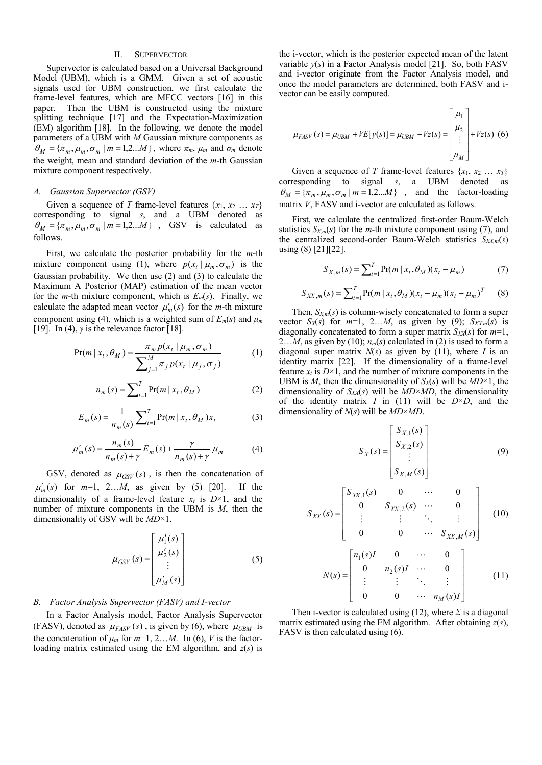## II. SUPERVECTOR

Supervector is calculated based on a Universal Background Model (UBM), which is a GMM. Given a set of acoustic signals used for UBM construction, we first calculate the frame-level features, which are MFCC vectors [16] in this paper. Then the UBM is constructed using the mixture splitting technique [17] and the Expectation-Maximization (EM) algorithm [18]. In the following, we denote the model parameters of a UBM with $M$ Gaussian mixture components as $\theta_M = \{\pi_m, \mu_m, \sigma_m \mid m = 1,2...M\}$, where $\pi_m$, $\mu_m$ and $\sigma_m$ denote the weight, mean and standard deviation of the $m$-th Gaussian mixture component respectively.

### A. Gaussian Supervector (GSV)

Given a sequence of $T$ frame-level features $\{x_1, x_2 \dots x_T\}$ corresponding to signal $s$, and a UBM denoted as $\theta_M = \{\pi_m, \mu_m, \sigma_m \mid m = 1,2...M\}$, GSV is calculated as follows.

First, we calculate the posterior probability for the $m$-th mixture component using (1), where $p(x_t \mid \mu_m, \sigma_m)$ is the Gaussian probability. We then use (2) and (3) to calculate the Maximum A Posterior (MAP) estimation of the mean vector for the $m$-th mixture component, which is $E_m(s)$. Finally, we calculate the adapted mean vector $\mu'_m(s)$ for the $m$-th mixture component using (4), which is a weighted sum of $E_m(s)$ and $\mu_m$ [19]. In (4), $\gamma$ is the relevance factor [18].

$$\Pr(m \mid x_t, \theta_M) = \frac{\pi_m p(x_t \mid \mu_m, \sigma_m)}{\sum_{j=1}^{M} \pi_j p(x_t \mid \mu_j, \sigma_j)} \tag{1}$$

$$n_m(s) = \sum_{t=1}^{T} \Pr(m \mid x_t, \theta_M) \tag{2}$$

$$E_m(s) = \frac{1}{n_m(s)} \sum_{t=1}^{T} \Pr(m \mid x_t, \theta_M) x_t \tag{3}$$

$$\mu'_m(s) = \frac{n_m(s)}{n_m(s) + \gamma} E_m(s) + \frac{\gamma}{n_m(s) + \gamma} \mu_m \tag{4}$$

GSV, denoted as $\mu_{GSV}(s)$, is then the concatenation of $\mu'_m(s)$ for $m$=1, 2…$M$, as given by (5) [20]. If the dimensionality of a frame-level feature $x_t$ is $D$×1, and the number of mixture components in the UBM is $M$, then the dimensionality of GSV will be $MD$×1.

$$\mu_{GSV}(s) = \begin{bmatrix} \mu'_1(s) \\ \mu'_2(s) \\ \vdots \\ \mu'_M(s) \end{bmatrix} \tag{5}$$

### B. Factor Analysis Supervector (FASV) and I-vector

In a Factor Analysis model, Factor Analysis Supervector (FASV), denoted as $\mu_{FASV}(s)$, is given by (6), where $\mu_{UBM}$ is the concatenation of $\mu_m$ for $m$=1, 2…$M$. In (6), $V$ is the factor-loading matrix estimated using the EM algorithm, and $z(s)$ is the i-vector, which is the posterior expected mean of the latent variable $y(s)$ in a Factor Analysis model [21]. So, both FASV and i-vector originate from the Factor Analysis model, and once the model parameters are determined, both FASV and i-vector can be easily computed.

$$\mu_{FASV}(s) = \mu_{UBM} + VE[y(s)] = \mu_{UBM} + Vz(s) = \begin{bmatrix} \mu_1 \\ \mu_2 \\ \vdots \\ \mu_M \end{bmatrix} + Vz(s) \tag{6}$$

Given a sequence of $T$ frame-level features $\{x_1, x_2 \dots x_T\}$ corresponding to signal $s$, a UBM denoted as $\theta_M = \{\pi_m, \mu_m, \sigma_m \mid m = 1,2...M\}$, and the factor-loading matrix $V$, FASV and i-vector are calculated as follows.

First, we calculate the centralized first-order Baum-Welch statistics $S_{X,m}(s)$ for the $m$-th mixture component using (7), and the centralized second-order Baum-Welch statistics $S_{XX,m}(s)$ using (8) [21][22].

$$S_{X,m}(s) = \sum_{t=1}^{T} \Pr(m \mid x_t, \theta_M)(x_t - \mu_m) \tag{7}$$

$$S_{XX,m}(s) = \sum_{t=1}^{T} \Pr(m \mid x_t, \theta_M)(x_t - \mu_m)(x_t - \mu_m)^T \tag{8}$$

Then, $S_{X,m}(s)$ is column-wisely concatenated to form a super vector $S_X(s)$ for $m$=1, 2…$M$, as given by (9); $S_{XX,m}(s)$ is diagonally concatenated to form a super matrix $S_{XX}(s)$ for $m$=1, 2…$M$, as given by (10); $n_m(s)$ calculated in (2) is used to form a diagonal super matrix $N(s)$ as given by (11), where $I$ is an identity matrix [22]. If the dimensionality of a frame-level feature $x_t$ is $D$×1, and the number of mixture components in the UBM is $M$, then the dimensionality of $S_X(s)$ will be $MD$×1, the dimensionality of $S_{XX}(s)$ will be $MD$×$MD$, the dimensionality of the identity matrix $I$ in (11) will be $D$×$D$, and the dimensionality of $N(s)$ will be $MD$×$MD$.

$$S_X(s) = \begin{bmatrix} S_{X,1}(s) \\ S_{X,2}(s) \\ \vdots \\ S_{X,M}(s) \end{bmatrix} \tag{9}$$

$$S_{XX}(s) = \begin{bmatrix} S_{XX,1}(s) & 0 & \cdots & 0 \\ 0 & S_{XX,2}(s) & \cdots & 0 \\ \vdots & \vdots & \ddots & \vdots \\ 0 & 0 & \cdots & S_{XX,M}(s) \end{bmatrix} \tag{10}$$

$$N(s) = \begin{bmatrix} n_1(s)I & 0 & \cdots & 0 \\ 0 & n_2(s)I & \cdots & 0 \\ \vdots & \vdots & \ddots & \vdots \\ 0 & 0 & \cdots & n_M(s)I \end{bmatrix} \tag{11}$$

Then i-vector is calculated using (12), where $\Sigma$ is a diagonal matrix estimated using the EM algorithm. After obtaining $z(s)$, FASV is then calculated using (6).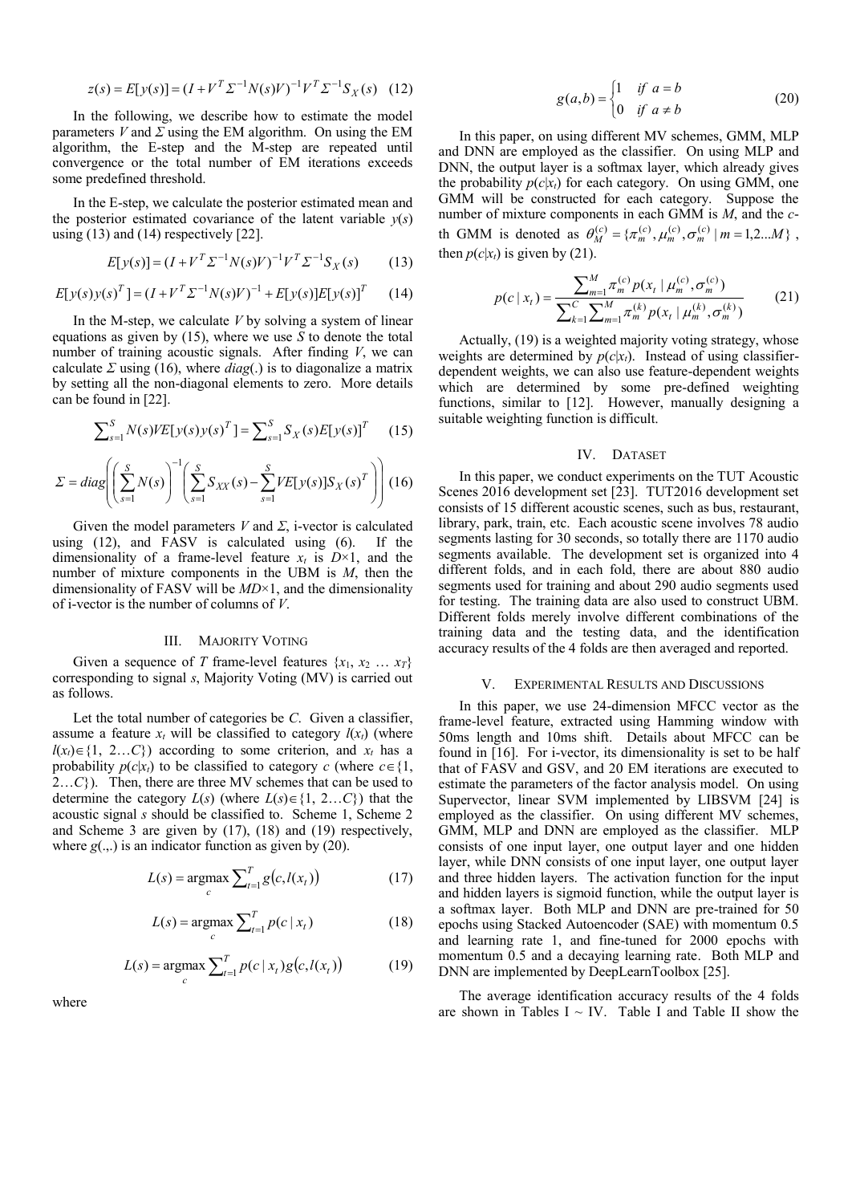$$z(s) = E[y(s)] = (I + V^T \Sigma^{-1} N(s) V)^{-1} V^T \Sigma^{-1} S_X(s) \quad (12)$$

In the following, we describe how to estimate the model parameters $V$ and $\Sigma$ using the EM algorithm. On using the EM algorithm, the E-step and the M-step are repeated until convergence or the total number of EM iterations exceeds some predefined threshold.

In the E-step, we calculate the posterior estimated mean and the posterior estimated covariance of the latent variable $y(s)$ using (13) and (14) respectively [22].

$$E[y(s)] = (I + V^T \Sigma^{-1} N(s) V)^{-1} V^T \Sigma^{-1} S_X(s) \quad (13)$$

$$E[y(s)y(s)^T] = (I + V^T \Sigma^{-1} N(s) V)^{-1} + E[y(s)]E[y(s)]^T \quad (14)$$

In the M-step, we calculate $V$ by solving a system of linear equations as given by (15), where we use $S$ to denote the total number of training acoustic signals. After finding $V$, we can calculate $\Sigma$ using (16), where $diag(.)$ is to diagonalize a matrix by setting all the non-diagonal elements to zero. More details can be found in [22].

$$\sum_{s=1}^{S} N(s) V E[y(s)y(s)^T] = \sum_{s=1}^{S} S_X(s) E[y(s)]^T \quad (15)$$

$$\Sigma = diag\left( \left( \sum_{s=1}^{S} N(s) \right)^{-1} \left( \sum_{s=1}^{S} S_{XX}(s) - \sum_{s=1}^{S} V E[y(s)] S_X(s)^T \right) \right) \quad (16)$$

Given the model parameters $V$ and $\Sigma$, i-vector is calculated using (12), and FASV is calculated using (6). If the dimensionality of a frame-level feature $x_t$ is $D\times1$, and the number of mixture components in the UBM is $M$, then the dimensionality of FASV will be $MD\times1$, and the dimensionality of i-vector is the number of columns of $V$.

## III. Majority Voting

Given a sequence of $T$ frame-level features $\{x_1, x_2 \ldots x_T\}$ corresponding to signal $s$, Majority Voting (MV) is carried out as follows.

Let the total number of categories be $C$. Given a classifier, assume a feature $x_t$ will be classified to category $l(x_t)$ (where $l(x_t) \in \{1, 2 \ldots C\}$) according to some criterion, and $x_t$ has a probability $p(c|x_t)$ to be classified to category $c$ (where $c \in \{1, 2 \ldots C\}$). Then, there are three MV schemes that can be used to determine the category $L(s)$ (where $L(s) \in \{1, 2 \ldots C\}$) that the acoustic signal $s$ should be classified to. Scheme 1, Scheme 2 and Scheme 3 are given by (17), (18) and (19) respectively, where $g(.,.)$ is an indicator function as given by (20).

$$L(s) = \underset{c}{\operatorname{argmax}} \sum_{t=1}^{T} g(c, l(x_t)) \quad (17)$$

$$L(s) = \underset{c}{\operatorname{argmax}} \sum_{t=1}^{T} p(c \mid x_t) \quad (18)$$

$$L(s) = \underset{c}{\operatorname{argmax}} \sum_{t=1}^{T} p(c \mid x_t) g(c, l(x_t)) \quad (19)$$

where

$$g(a,b) = \begin{cases} 1 & if \ a = b \\ 0 & if \ a \neq b \end{cases} \quad (20)$$

In this paper, on using different MV schemes, GMM, MLP and DNN are employed as the classifier. On using MLP and DNN, the output layer is a softmax layer, which already gives the probability $p(c|x_t)$ for each category. On using GMM, one GMM will be constructed for each category. Suppose the number of mixture components in each GMM is $M$, and the $c$-th GMM is denoted as $\theta_M^{(c)} = \{\pi_m^{(c)}, \mu_m^{(c)}, \sigma_m^{(c)} \mid m = 1,2 \ldots M\}$, then $p(c|x_t)$ is given by (21).

$$p(c \mid x_t) = \frac{\sum_{m=1}^{M} \pi_m^{(c)} p(x_t \mid \mu_m^{(c)}, \sigma_m^{(c)})}{\sum_{k=1}^{C} \sum_{m=1}^{M} \pi_m^{(k)} p(x_t \mid \mu_m^{(k)}, \sigma_m^{(k)})} \quad (21)$$

Actually, (19) is a weighted majority voting strategy, whose weights are determined by $p(c|x_t)$. Instead of using classifier-dependent weights, we can also use feature-dependent weights which are determined by some pre-defined weighting functions, similar to [12]. However, manually designing a suitable weighting function is difficult.

## IV. Dataset

In this paper, we conduct experiments on the TUT Acoustic Scenes 2016 development set [23]. TUT2016 development set consists of 15 different acoustic scenes, such as bus, restaurant, library, park, train, etc. Each acoustic scene involves 78 audio segments lasting for 30 seconds, so totally there are 1170 audio segments available. The development set is organized into 4 different folds, and in each fold, there are about 880 audio segments used for training and about 290 audio segments used for testing. The training data are also used to construct UBM. Different folds merely involve different combinations of the training data and the testing data, and the identification accuracy results of the 4 folds are then averaged and reported.

## V. Experimental Results and Discussions

In this paper, we use 24-dimension MFCC vector as the frame-level feature, extracted using Hamming window with 50ms length and 10ms shift. Details about MFCC can be found in [16]. For i-vector, its dimensionality is set to be half that of FASV and GSV, and 20 EM iterations are executed to estimate the parameters of the factor analysis model. On using Supervector, linear SVM implemented by LIBSVM [24] is employed as the classifier. On using different MV schemes, GMM, MLP and DNN are employed as the classifier. MLP consists of one input layer, one output layer and one hidden layer, while DNN consists of one input layer, one output layer and three hidden layers. The activation function for the input and hidden layers is sigmoid function, while the output layer is a softmax layer. Both MLP and DNN are pre-trained for 50 epochs using Stacked Autoencoder (SAE) with momentum 0.5 and learning rate 1, and fine-tuned for 2000 epochs with momentum 0.5 and a decaying learning rate. Both MLP and DNN are implemented by DeepLearnToolbox [25].

The average identification accuracy results of the 4 folds are shown in Tables I ~ IV. Table I and Table II show the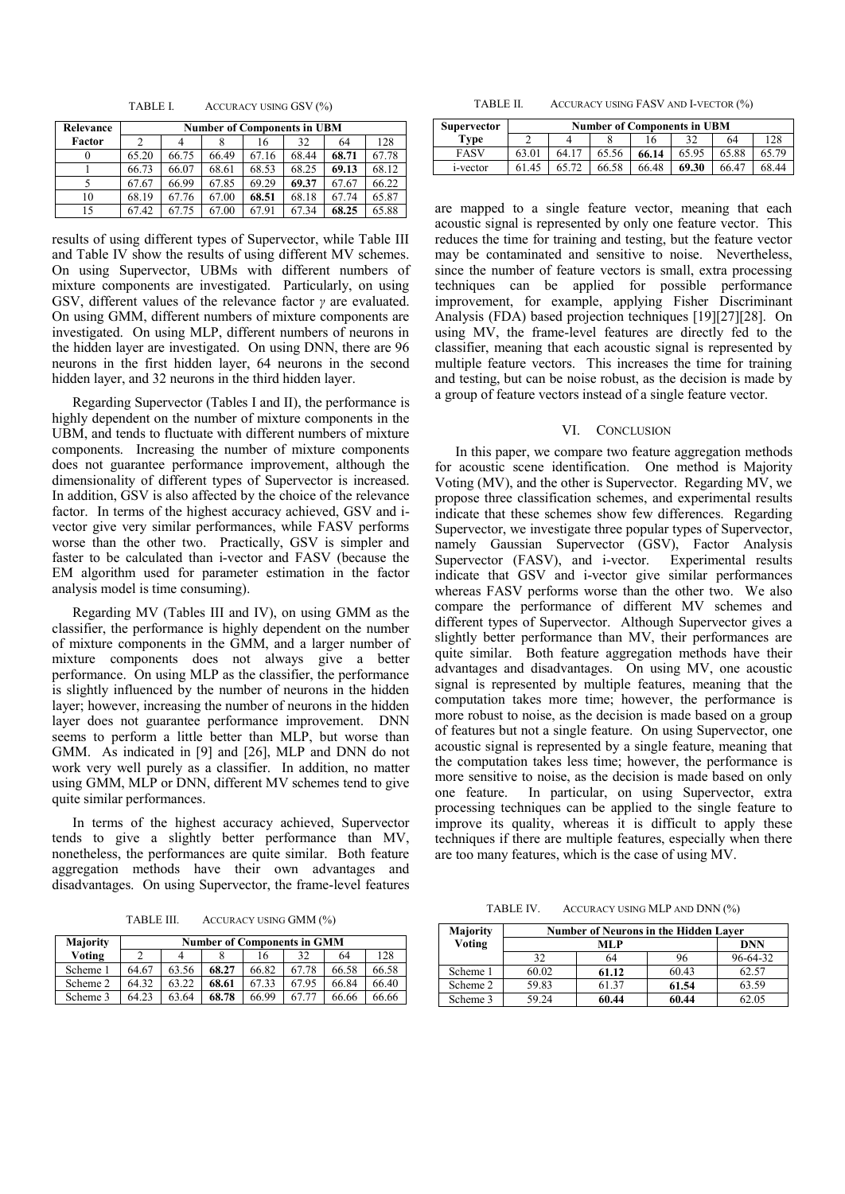TABLE I. ACCURACY USING GSV (%)

| Relevance Factor | Number of Components in UBM | | | | | | |
|---|---|---|---|---|---|---|---|
| | 2 | 4 | 8 | 16 | 32 | 64 | 128 |
| 0 | 65.20 | 66.75 | 66.49 | 67.16 | 68.44 | **68.71** | 67.78 |
| 1 | 66.73 | 66.07 | 68.61 | 68.53 | 68.25 | **69.13** | 68.12 |
| 5 | 67.67 | 66.99 | 67.85 | 69.29 | **69.37** | 67.67 | 66.22 |
| 10 | 68.19 | 67.76 | 67.00 | **68.51** | 68.18 | 67.74 | 65.87 |
| 15 | 67.42 | 67.75 | 67.00 | 67.91 | 67.34 | **68.25** | 65.88 |

results of using different types of Supervector, while Table III and Table IV show the results of using different MV schemes. On using Supervector, UBMs with different numbers of mixture components are investigated. Particularly, on using GSV, different values of the relevance factor $\gamma$ are evaluated. On using GMM, different numbers of mixture components are investigated. On using MLP, different numbers of neurons in the hidden layer are investigated. On using DNN, there are 96 neurons in the first hidden layer, 64 neurons in the second hidden layer, and 32 neurons in the third hidden layer.

Regarding Supervector (Tables I and II), the performance is highly dependent on the number of mixture components in the UBM, and tends to fluctuate with different numbers of mixture components. Increasing the number of mixture components does not guarantee performance improvement, although the dimensionality of different types of Supervector is increased. In addition, GSV is also affected by the choice of the relevance factor. In terms of the highest accuracy achieved, GSV and i-vector give very similar performances, while FASV performs worse than the other two. Practically, GSV is simpler and faster to be calculated than i-vector and FASV (because the EM algorithm used for parameter estimation in the factor analysis model is time consuming).

Regarding MV (Tables III and IV), on using GMM as the classifier, the performance is highly dependent on the number of mixture components in the GMM, and a larger number of mixture components does not always give a better performance. On using MLP as the classifier, the performance is slightly influenced by the number of neurons in the hidden layer; however, increasing the number of neurons in the hidden layer does not guarantee performance improvement. DNN seems to perform a little better than MLP, but worse than GMM. As indicated in [9] and [26], MLP and DNN do not work very well purely as a classifier. In addition, no matter using GMM, MLP or DNN, different MV schemes tend to give quite similar performances.

In terms of the highest accuracy achieved, Supervector tends to give a slightly better performance than MV, nonetheless, the performances are quite similar. Both feature aggregation methods have their own advantages and disadvantages. On using Supervector, the frame-level features are mapped to a single feature vector, meaning that each acoustic signal is represented by only one feature vector. This reduces the time for training and testing, but the feature vector may be contaminated and sensitive to noise. Nevertheless, since the number of feature vectors is small, extra processing techniques can be applied for possible performance improvement, for example, applying Fisher Discriminant Analysis (FDA) based projection techniques [19][27][28]. On using MV, the frame-level features are directly fed to the classifier, meaning that each acoustic signal is represented by multiple feature vectors. This increases the time for training and testing, but can be noise robust, as the decision is made by a group of feature vectors instead of a single feature vector.

TABLE III. ACCURACY USING GMM (%)

| Majority Voting | Number of Components in GMM | | | | | | |
|---|---|---|---|---|---|---|---|
| | 2 | 4 | 8 | 16 | 32 | 64 | 128 |
| Scheme 1 | 64.67 | 63.56 | **68.27** | 66.82 | 67.78 | 66.58 | 66.58 |
| Scheme 2 | 64.32 | 63.22 | **68.61** | 67.33 | 67.95 | 66.84 | 66.40 |
| Scheme 3 | 64.23 | 63.64 | **68.78** | 66.99 | 67.77 | 66.66 | 66.66 |

TABLE II. ACCURACY USING FASV AND I-VECTOR (%)

| Supervector Type | Number of Components in UBM | | | | | | |
|---|---|---|---|---|---|---|---|
| | 2 | 4 | 8 | 16 | 32 | 64 | 128 |
| FASV | 63.01 | 64.17 | 65.56 | **66.14** | 65.95 | 65.88 | 65.79 |
| i-vector | 61.45 | 65.72 | 66.58 | 66.48 | **69.30** | 66.47 | 68.44 |

## VI. CONCLUSION

In this paper, we compare two feature aggregation methods for acoustic scene identification. One method is Majority Voting (MV), and the other is Supervector. Regarding MV, we propose three classification schemes, and experimental results indicate that these schemes show few differences. Regarding Supervector, we investigate three popular types of Supervector, namely Gaussian Supervector (GSV), Factor Analysis Supervector (FASV), and i-vector. Experimental results indicate that GSV and i-vector give similar performances whereas FASV performs worse than the other two. We also compare the performance of different MV schemes and different types of Supervector. Although Supervector gives a slightly better performance than MV, their performances are quite similar. Both feature aggregation methods have their advantages and disadvantages. On using MV, one acoustic signal is represented by multiple features, meaning that the computation takes more time; however, the performance is more robust to noise, as the decision is made based on a group of features but not a single feature. On using Supervector, one acoustic signal is represented by a single feature, meaning that the computation takes less time; however, the performance is more sensitive to noise, as the decision is made based on only one feature. In particular, on using Supervector, extra processing techniques can be applied to the single feature to improve its quality, whereas it is difficult to apply these techniques if there are multiple features, especially when there are too many features, which is the case of using MV.

TABLE IV. ACCURACY USING MLP AND DNN (%)

| Majority Voting | Number of Neurons in the Hidden Layer | | | |
|---|---|---|---|---|
| | MLP | | | DNN |
| | 32 | 64 | 96 | 96-64-32 |
| Scheme 1 | 60.02 | **61.12** | 60.43 | 62.57 |
| Scheme 2 | 59.83 | 61.37 | **61.54** | 63.59 |
| Scheme 3 | 59.24 | **60.44** | **60.44** | 62.05 |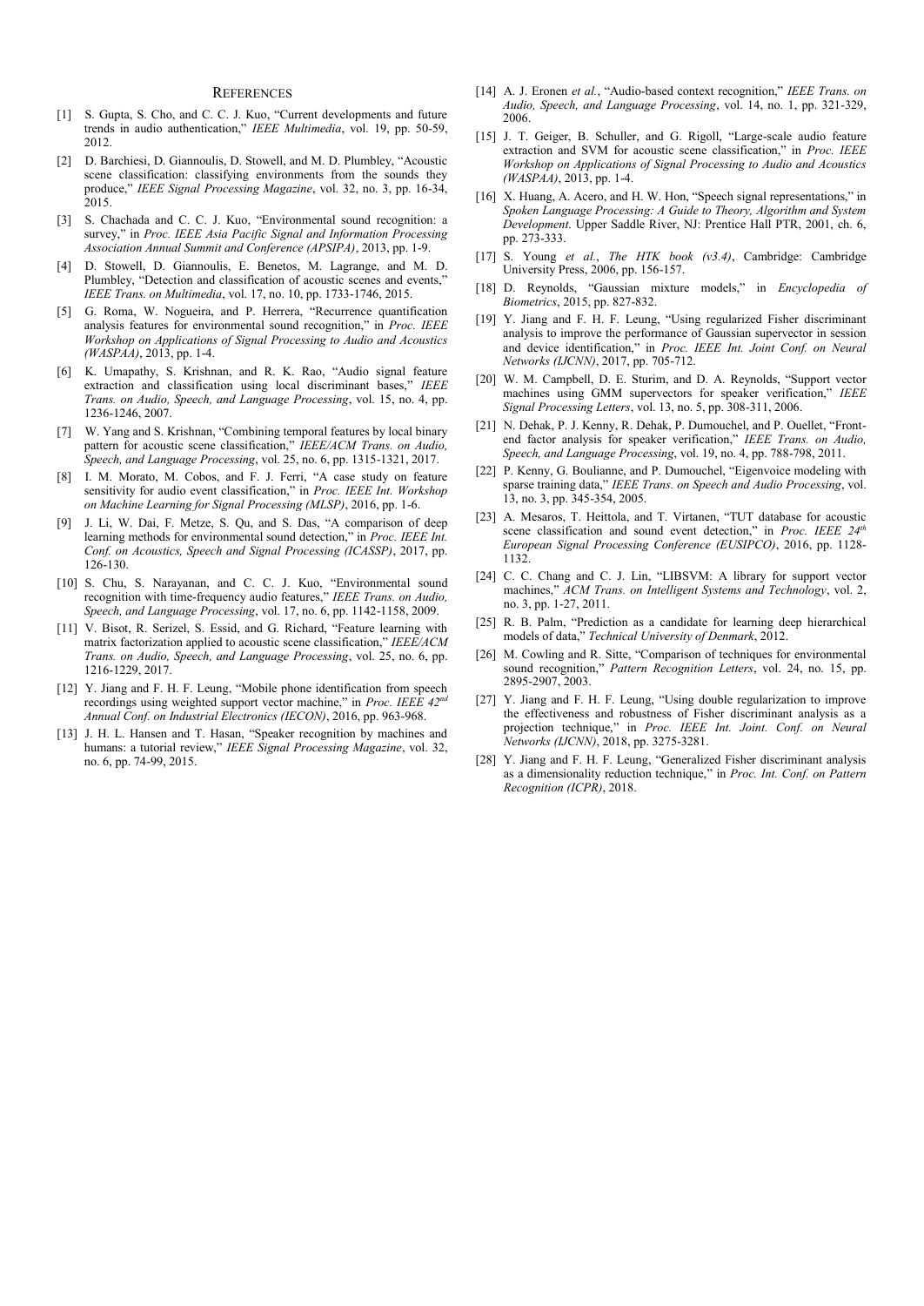## REFERENCES

[1] S. Gupta, S. Cho, and C. C. J. Kuo, "Current developments and future trends in audio authentication," *IEEE Multimedia*, vol. 19, pp. 50-59, 2012.

[2] D. Barchiesi, D. Giannoulis, D. Stowell, and M. D. Plumbley, "Acoustic scene classification: classifying environments from the sounds they produce," *IEEE Signal Processing Magazine*, vol. 32, no. 3, pp. 16-34, 2015.

[3] S. Chachada and C. C. J. Kuo, "Environmental sound recognition: a survey," in *Proc. IEEE Asia Pacific Signal and Information Processing Association Annual Summit and Conference (APSIPA)*, 2013, pp. 1-9.

[4] D. Stowell, D. Giannoulis, E. Benetos, M. Lagrange, and M. D. Plumbley, "Detection and classification of acoustic scenes and events," *IEEE Trans. on Multimedia*, vol. 17, no. 10, pp. 1733-1746, 2015.

[5] G. Roma, W. Nogueira, and P. Herrera, "Recurrence quantification analysis features for environmental sound recognition," in *Proc. IEEE Workshop on Applications of Signal Processing to Audio and Acoustics (WASPAA)*, 2013, pp. 1-4.

[6] K. Umapathy, S. Krishnan, and R. K. Rao, "Audio signal feature extraction and classification using local discriminant bases," *IEEE Trans. on Audio, Speech, and Language Processing*, vol. 15, no. 4, pp. 1236-1246, 2007.

[7] W. Yang and S. Krishnan, "Combining temporal features by local binary pattern for acoustic scene classification," *IEEE/ACM Trans. on Audio, Speech, and Language Processing*, vol. 25, no. 6, pp. 1315-1321, 2017.

[8] I. M. Morato, M. Cobos, and F. J. Ferri, "A case study on feature sensitivity for audio event classification," in *Proc. IEEE Int. Workshop on Machine Learning for Signal Processing (MLSP)*, 2016, pp. 1-6.

[9] J. Li, W. Dai, F. Metze, S. Qu, and S. Das, "A comparison of deep learning methods for environmental sound detection," in *Proc. IEEE Int. Conf. on Acoustics, Speech and Signal Processing (ICASSP)*, 2017, pp. 126-130.

[10] S. Chu, S. Narayanan, and C. C. J. Kuo, "Environmental sound recognition with time-frequency audio features," *IEEE Trans. on Audio, Speech, and Language Processing*, vol. 17, no. 6, pp. 1142-1158, 2009.

[11] V. Bisot, R. Serizel, S. Essid, and G. Richard, "Feature learning with matrix factorization applied to acoustic scene classification," *IEEE/ACM Trans. on Audio, Speech, and Language Processing*, vol. 25, no. 6, pp. 1216-1229, 2017.

[12] Y. Jiang and F. H. F. Leung, "Mobile phone identification from speech recordings using weighted support vector machine," in *Proc. IEEE 42nd Annual Conf. on Industrial Electronics (IECON)*, 2016, pp. 963-968.

[13] J. H. L. Hansen and T. Hasan, "Speaker recognition by machines and humans: a tutorial review," *IEEE Signal Processing Magazine*, vol. 32, no. 6, pp. 74-99, 2015.

[14] A. J. Eronen *et al.*, "Audio-based context recognition," *IEEE Trans. on Audio, Speech, and Language Processing*, vol. 14, no. 1, pp. 321-329, 2006.

[15] J. T. Geiger, B. Schuller, and G. Rigoll, "Large-scale audio feature extraction and SVM for acoustic scene classification," in *Proc. IEEE Workshop on Applications of Signal Processing to Audio and Acoustics (WASPAA)*, 2013, pp. 1-4.

[16] X. Huang, A. Acero, and H. W. Hon, "Speech signal representations," in *Spoken Language Processing: A Guide to Theory, Algorithm and System Development*. Upper Saddle River, NJ: Prentice Hall PTR, 2001, ch. 6, pp. 273-333.

[17] S. Young *et al.*, *The HTK book (v3.4)*, Cambridge: Cambridge University Press, 2006, pp. 156-157.

[18] D. Reynolds, "Gaussian mixture models," in *Encyclopedia of Biometrics*, 2015, pp. 827-832.

[19] Y. Jiang and F. H. F. Leung, "Using regularized Fisher discriminant analysis to improve the performance of Gaussian supervector in session and device identification," in *Proc. IEEE Int. Joint Conf. on Neural Networks (IJCNN)*, 2017, pp. 705-712.

[20] W. M. Campbell, D. E. Sturim, and D. A. Reynolds, "Support vector machines using GMM supervectors for speaker verification," *IEEE Signal Processing Letters*, vol. 13, no. 5, pp. 308-311, 2006.

[21] N. Dehak, P. J. Kenny, R. Dehak, P. Dumouchel, and P. Ouellet, "Front-end factor analysis for speaker verification," *IEEE Trans. on Audio, Speech, and Language Processing*, vol. 19, no. 4, pp. 788-798, 2011.

[22] P. Kenny, G. Boulianne, and P. Dumouchel, "Eigenvoice modeling with sparse training data," *IEEE Trans. on Speech and Audio Processing*, vol. 13, no. 3, pp. 345-354, 2005.

[23] A. Mesaros, T. Heittola, and T. Virtanen, "TUT database for acoustic scene classification and sound event detection," in *Proc. IEEE 24th European Signal Processing Conference (EUSIPCO)*, 2016, pp. 1128-1132.

[24] C. C. Chang and C. J. Lin, "LIBSVM: A library for support vector machines," *ACM Trans. on Intelligent Systems and Technology*, vol. 2, no. 3, pp. 1-27, 2011.

[25] R. B. Palm, "Prediction as a candidate for learning deep hierarchical models of data," *Technical University of Denmark*, 2012.

[26] M. Cowling and R. Sitte, "Comparison of techniques for environmental sound recognition," *Pattern Recognition Letters*, vol. 24, no. 15, pp. 2895-2907, 2003.

[27] Y. Jiang and F. H. F. Leung, "Using double regularization to improve the effectiveness and robustness of Fisher discriminant analysis as a projection technique," in *Proc. IEEE Int. Joint. Conf. on Neural Networks (IJCNN)*, 2018, pp. 3275-3281.

[28] Y. Jiang and F. H. F. Leung, "Generalized Fisher discriminant analysis as a dimensionality reduction technique," in *Proc. Int. Conf. on Pattern Recognition (ICPR)*, 2018.